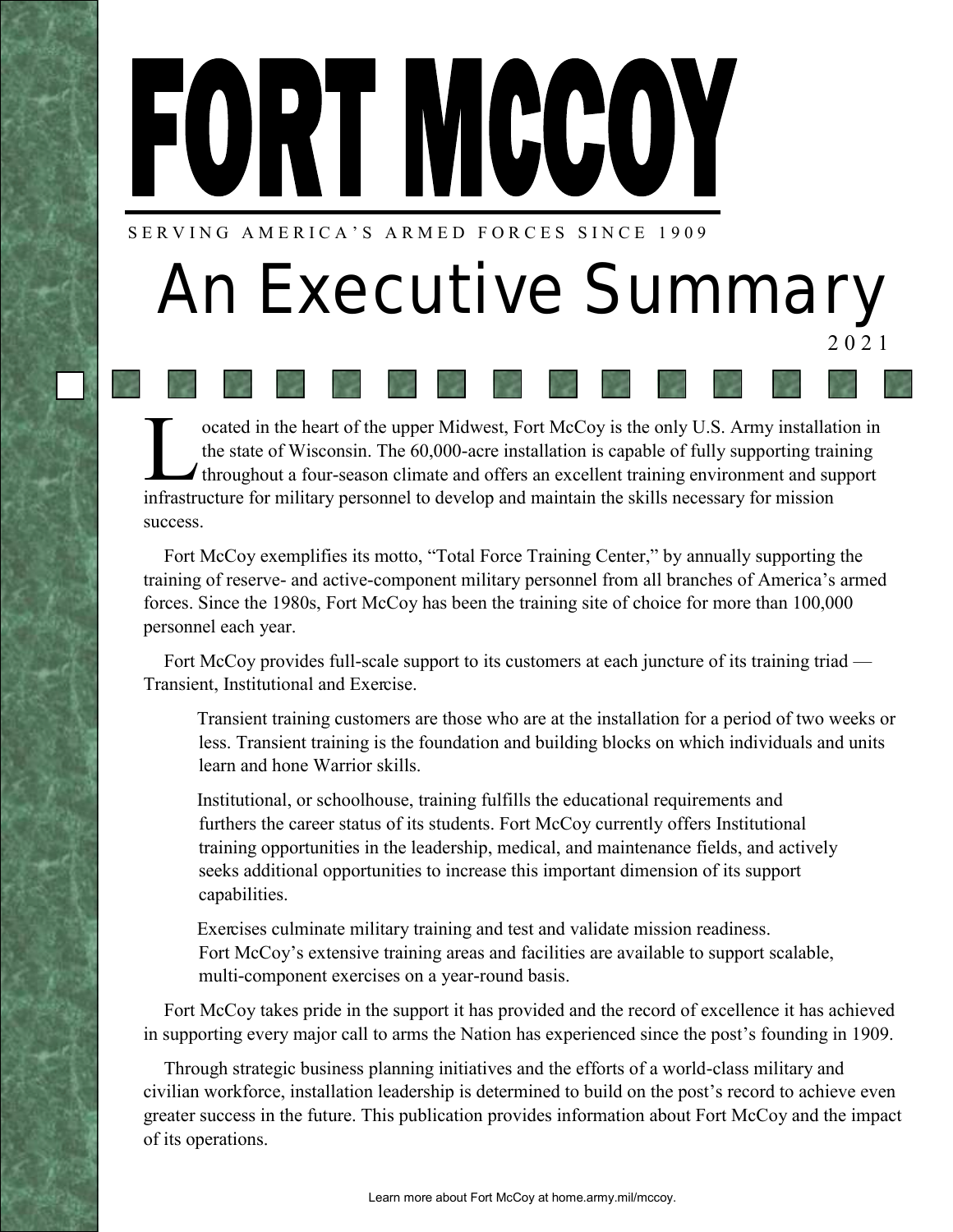# FORT MCCOY

SERVING AMERICA'S ARMED FORCES SINCE 1909

## An Executive Summary

2021

Located in the heart of the upper Midwest, Fort McCoy is the only U.S. Army installation in the state of Wisconsin. The 60,000-acre installation is capable of fully supporting training throughout a four-season climate and offers an excellent training environment and support infrastructure for military personnel to develop and maintain the skills necessary for mission success.

Fort McCoy exemplifies its motto, "Total Force Training Center," by annually supporting the training of reserve- and active-component military personnel from all branches of America's armed forces. Since the 1980s, Fort McCoy has been the training site of choice for more than 100,000 personnel each year.

Fort McCoy provides full-scale support to its customers at each juncture of its training triad — Transient, Institutional and Exercise.

> Transient training customers are those who are at the installation for a period of two weeks or less. Transient training is the foundation and building blocks on which individuals and units learn and hone Warrior skills.
>
> Institutional, or schoolhouse, training fulfills the educational requirements and furthers the career status of its students. Fort McCoy currently offers Institutional training opportunities in the leadership, medical, and maintenance fields, and actively seeks additional opportunities to increase this important dimension of its support capabilities.
>
> Exercises culminate military training and test and validate mission readiness. Fort McCoy's extensive training areas and facilities are available to support scalable, multi-component exercises on a year-round basis.

Fort McCoy takes pride in the support it has provided and the record of excellence it has achieved in supporting every major call to arms the Nation has experienced since the post's founding in 1909.

Through strategic business planning initiatives and the efforts of a world-class military and civilian workforce, installation leadership is determined to build on the post's record to achieve even greater success in the future. This publication provides information about Fort McCoy and the impact of its operations.

Learn more about Fort McCoy at home.army.mil/mccoy.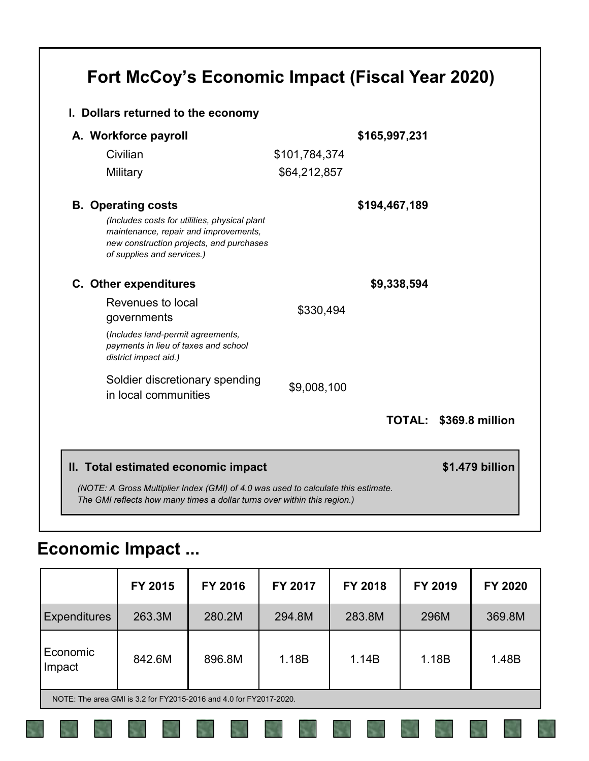# Fort McCoy's Economic Impact (Fiscal Year 2020)

**I. Dollars returned to the economy**

| | | | |
|---|---|---|---|
| **A. Workforce payroll** | | **$165,997,231** | |
| Civilian | $101,784,374 | | |
| Military | $64,212,857 | | |
| **B. Operating costs** *(Includes costs for utilities, physical plant maintenance, repair and improvements, new construction projects, and purchases of supplies and services.)* | | **$194,467,189** | |
| **C. Other expenditures** | | **$9,338,594** | |
| Revenues to local governments (*Includes land-permit agreements, payments in lieu of taxes and school district impact aid.)* | $330,494 | | |
| Soldier discretionary spending in local communities | $9,008,100 | | |
| | | **TOTAL:** | **$369.8 million** |

**II. Total estimated economic impact** **$1.479 billion**

*(NOTE: A Gross Multiplier Index (GMI) of 4.0 was used to calculate this estimate. The GMI reflects how many times a dollar turns over within this region.)*

## Economic Impact ...

| | FY 2015 | FY 2016 | FY 2017 | FY 2018 | FY 2019 | FY 2020 |
|---|---|---|---|---|---|---|
| Expenditures | 263.3M | 280.2M | 294.8M | 283.8M | 296M | 369.8M |
| Economic Impact | 842.6M | 896.8M | 1.18B | 1.14B | 1.18B | 1.48B |

NOTE: The area GMI is 3.2 for FY2015-2016 and 4.0 for FY2017-2020.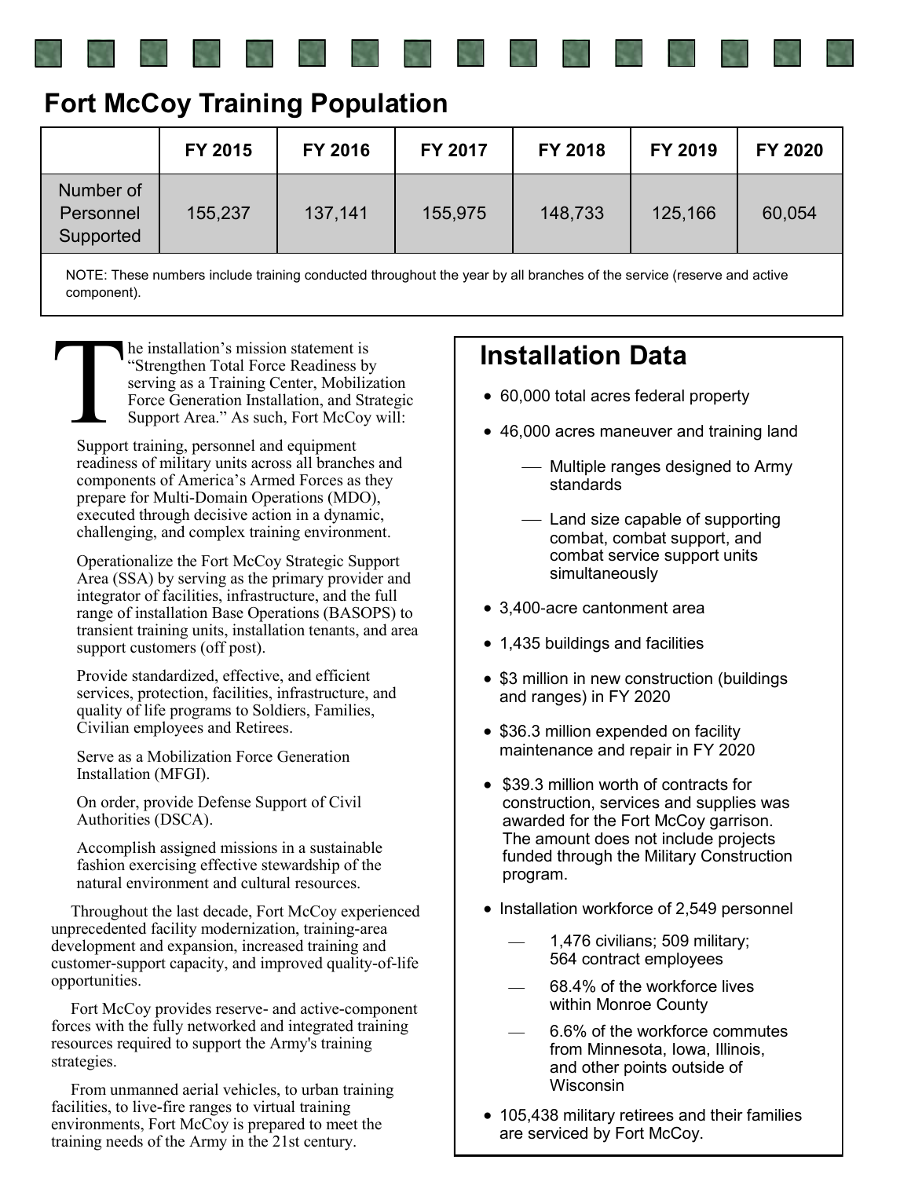## Fort McCoy Training Population

| | FY 2015 | FY 2016 | FY 2017 | FY 2018 | FY 2019 | FY 2020 |
|---|---|---|---|---|---|---|
| Number of Personnel Supported | 155,237 | 137,141 | 155,975 | 148,733 | 125,166 | 60,054 |

NOTE: These numbers include training conducted throughout the year by all branches of the service (reserve and active component).

The installation's mission statement is "Strengthen Total Force Readiness by serving as a Training Center, Mobilization Force Generation Installation, and Strategic Support Area." As such, Fort McCoy will:

Support training, personnel and equipment readiness of military units across all branches and components of America's Armed Forces as they prepare for Multi-Domain Operations (MDO), executed through decisive action in a dynamic, challenging, and complex training environment.

Operationalize the Fort McCoy Strategic Support Area (SSA) by serving as the primary provider and integrator of facilities, infrastructure, and the full range of installation Base Operations (BASOPS) to transient training units, installation tenants, and area support customers (off post).

Provide standardized, effective, and efficient services, protection, facilities, infrastructure, and quality of life programs to Soldiers, Families, Civilian employees and Retirees.

Serve as a Mobilization Force Generation Installation (MFGI).

On order, provide Defense Support of Civil Authorities (DSCA).

Accomplish assigned missions in a sustainable fashion exercising effective stewardship of the natural environment and cultural resources.

Throughout the last decade, Fort McCoy experienced unprecedented facility modernization, training-area development and expansion, increased training and customer-support capacity, and improved quality-of-life opportunities.

Fort McCoy provides reserve- and active-component forces with the fully networked and integrated training resources required to support the Army's training strategies.

From unmanned aerial vehicles, to urban training facilities, to live-fire ranges to virtual training environments, Fort McCoy is prepared to meet the training needs of the Army in the 21st century.

## Installation Data

- 60,000 total acres federal property
- 46,000 acres maneuver and training land
  - Multiple ranges designed to Army standards
  - Land size capable of supporting combat, combat support, and combat service support units simultaneously
- 3,400-acre cantonment area
- 1,435 buildings and facilities
- $3 million in new construction (buildings and ranges) in FY 2020
- $36.3 million expended on facility maintenance and repair in FY 2020
- $39.3 million worth of contracts for construction, services and supplies was awarded for the Fort McCoy garrison. The amount does not include projects funded through the Military Construction program.
- Installation workforce of 2,549 personnel
  - 1,476 civilians; 509 military; 564 contract employees
  - 68.4% of the workforce lives within Monroe County
  - 6.6% of the workforce commutes from Minnesota, Iowa, Illinois, and other points outside of Wisconsin
- 105,438 military retirees and their families are serviced by Fort McCoy.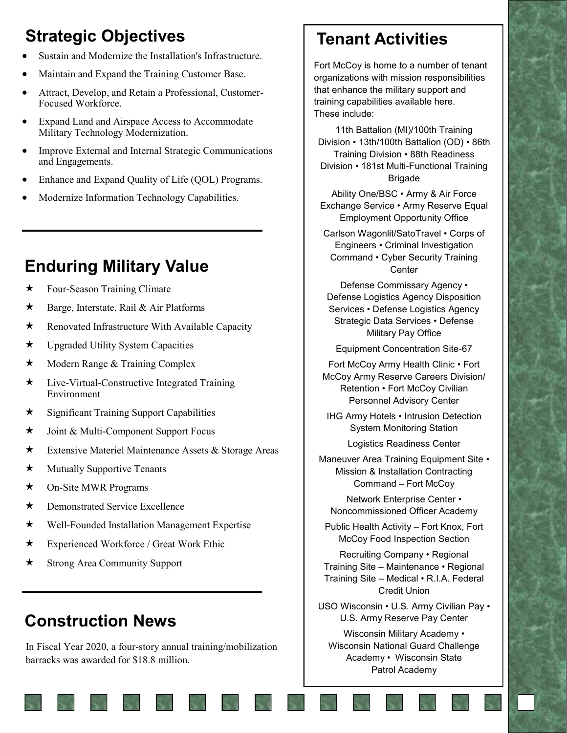## Strategic Objectives

- Sustain and Modernize the Installation's Infrastructure.
- Maintain and Expand the Training Customer Base.
- Attract, Develop, and Retain a Professional, Customer-Focused Workforce.
- Expand Land and Airspace Access to Accommodate Military Technology Modernization.
- Improve External and Internal Strategic Communications and Engagements.
- Enhance and Expand Quality of Life (QOL) Programs.
- Modernize Information Technology Capabilities.

## Enduring Military Value

- ★ Four-Season Training Climate
- ★ Barge, Interstate, Rail & Air Platforms
- ★ Renovated Infrastructure With Available Capacity
- ★ Upgraded Utility System Capacities
- ★ Modern Range & Training Complex
- ★ Live-Virtual-Constructive Integrated Training Environment
- ★ Significant Training Support Capabilities
- ★ Joint & Multi-Component Support Focus
- ★ Extensive Materiel Maintenance Assets & Storage Areas
- ★ Mutually Supportive Tenants
- ★ On-Site MWR Programs
- ★ Demonstrated Service Excellence
- ★ Well-Founded Installation Management Expertise
- ★ Experienced Workforce / Great Work Ethic
- ★ Strong Area Community Support

## Construction News

In Fiscal Year 2020, a four-story annual training/mobilization barracks was awarded for $18.8 million.

## Tenant Activities

Fort McCoy is home to a number of tenant organizations with mission responsibilities that enhance the military support and training capabilities available here. These include:

11th Battalion (MI)/100th Training Division • 13th/100th Battalion (OD) • 86th Training Division • 88th Readiness Division • 181st Multi-Functional Training Brigade

Ability One/BSC • Army & Air Force Exchange Service • Army Reserve Equal Employment Opportunity Office

Carlson Wagonlit/SatoTravel • Corps of Engineers • Criminal Investigation Command • Cyber Security Training Center

Defense Commissary Agency • Defense Logistics Agency Disposition Services • Defense Logistics Agency Strategic Data Services • Defense Military Pay Office

Equipment Concentration Site-67

Fort McCoy Army Health Clinic • Fort McCoy Army Reserve Careers Division/ Retention • Fort McCoy Civilian Personnel Advisory Center

IHG Army Hotels • Intrusion Detection System Monitoring Station

Logistics Readiness Center

Maneuver Area Training Equipment Site • Mission & Installation Contracting Command – Fort McCoy

Network Enterprise Center • Noncommissioned Officer Academy

Public Health Activity – Fort Knox, Fort McCoy Food Inspection Section

Recruiting Company • Regional Training Site – Maintenance • Regional Training Site – Medical • R.I.A. Federal Credit Union

USO Wisconsin • U.S. Army Civilian Pay • U.S. Army Reserve Pay Center

Wisconsin Military Academy • Wisconsin National Guard Challenge Academy • Wisconsin State Patrol Academy